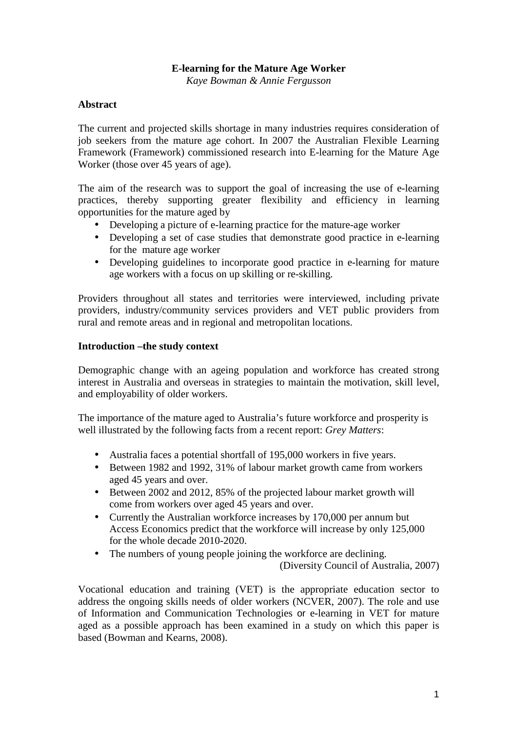# E-learning for the Mature Age Worker

*Kaye Bowman & Annie Fergusson*

## Abstract

The current and projected skills shortage in many industries requires consideration of job seekers from the mature age cohort. In 2007 the Australian Flexible Learning Framework (Framework) commissioned research into E-learning for the Mature Age Worker (those over 45 years of age).

The aim of the research was to support the goal of increasing the use of e-learning practices, thereby supporting greater flexibility and efficiency in learning opportunities for the mature aged by

- Developing a picture of e-learning practice for the mature-age worker
- Developing a set of case studies that demonstrate good practice in e-learning for the mature age worker
- Developing guidelines to incorporate good practice in e-learning for mature age workers with a focus on up skilling or re-skilling.

Providers throughout all states and territories were interviewed, including private providers, industry/community services providers and VET public providers from rural and remote areas and in regional and metropolitan locations.

## Introduction –the study context

Demographic change with an ageing population and workforce has created strong interest in Australia and overseas in strategies to maintain the motivation, skill level, and employability of older workers.

The importance of the mature aged to Australia's future workforce and prosperity is well illustrated by the following facts from a recent report: *Grey Matters*:

- Australia faces a potential shortfall of 195,000 workers in five years.
- Between 1982 and 1992, 31% of labour market growth came from workers aged 45 years and over.
- Between 2002 and 2012, 85% of the projected labour market growth will come from workers over aged 45 years and over.
- Currently the Australian workforce increases by 170,000 per annum but Access Economics predict that the workforce will increase by only 125,000 for the whole decade 2010-2020.
- The numbers of young people joining the workforce are declining.

(Diversity Council of Australia, 2007)

Vocational education and training (VET) is the appropriate education sector to address the ongoing skills needs of older workers (NCVER, 2007). The role and use of Information and Communication Technologies or e-learning in VET for mature aged as a possible approach has been examined in a study on which this paper is based (Bowman and Kearns, 2008).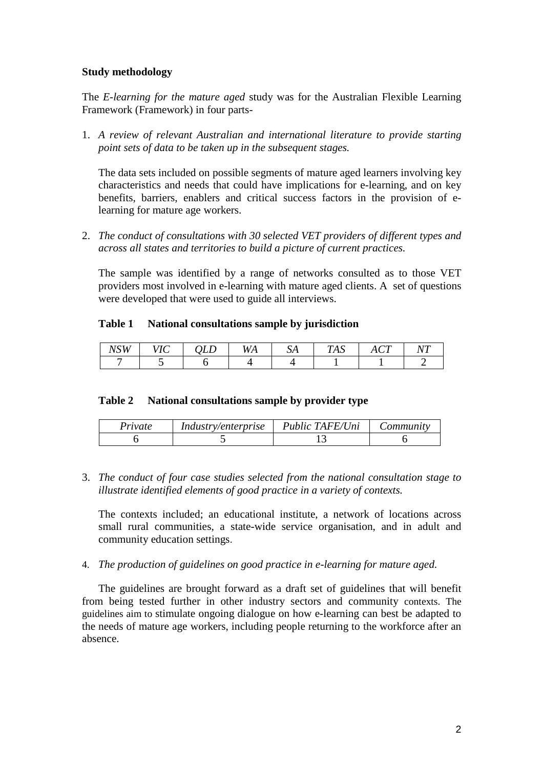**Study methodology**

The *E-learning for the mature aged* study was for the Australian Flexible Learning Framework (Framework) in four parts-

1. *A review of relevant Australian and international literature to provide starting point sets of data to be taken up in the subsequent stages.*

   The data sets included on possible segments of mature aged learners involving key characteristics and needs that could have implications for e-learning, and on key benefits, barriers, enablers and critical success factors in the provision of e-learning for mature age workers.

2. *The conduct of consultations with 30 selected VET providers of different types and across all states and territories to build a picture of current practices.*

   The sample was identified by a range of networks consulted as to those VET providers most involved in e-learning with mature aged clients. A set of questions were developed that were used to guide all interviews.

   **Table 1 National consultations sample by jurisdiction**

   | *NSW* | *VIC* | *QLD* | *WA* | *SA* | *TAS* | *ACT* | *NT* |
   |---|---|---|---|---|---|---|---|
   | 7 | 5 | 6 | 4 | 4 | 1 | 1 | 2 |

   **Table 2 National consultations sample by provider type**

   | *Private* | *Industry/enterprise* | *Public TAFE/Uni* | *Community* |
   |---|---|---|---|
   | 6 | 5 | 13 | 6 |

3. *The conduct of four case studies selected from the national consultation stage to illustrate identified elements of good practice in a variety of contexts.*

   The contexts included; an educational institute, a network of locations across small rural communities, a state-wide service organisation, and in adult and community education settings.

4. *The production of guidelines on good practice in e-learning for mature aged.*

The guidelines are brought forward as a draft set of guidelines that will benefit from being tested further in other industry sectors and community contexts. The guidelines aim to stimulate ongoing dialogue on how e-learning can best be adapted to the needs of mature age workers, including people returning to the workforce after an absence.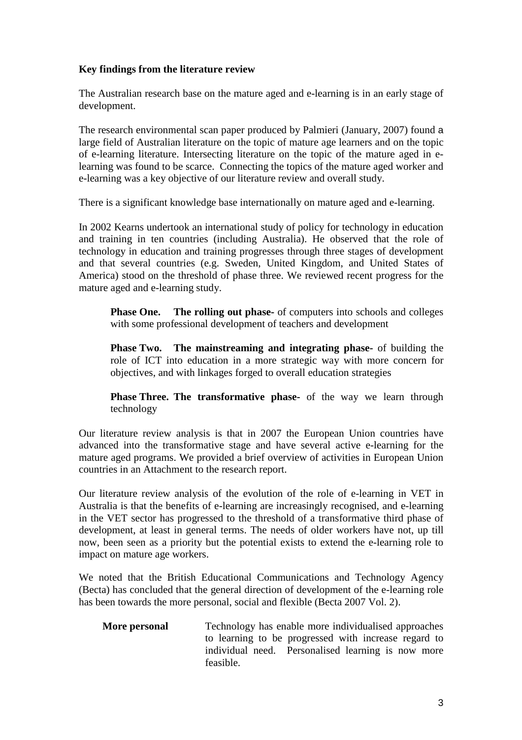**Key findings from the literature review**

The Australian research base on the mature aged and e-learning is in an early stage of development.

The research environmental scan paper produced by Palmieri (January, 2007) found a large field of Australian literature on the topic of mature age learners and on the topic of e-learning literature. Intersecting literature on the topic of the mature aged in e-learning was found to be scarce. Connecting the topics of the mature aged worker and e-learning was a key objective of our literature review and overall study.

There is a significant knowledge base internationally on mature aged and e-learning.

In 2002 Kearns undertook an international study of policy for technology in education and training in ten countries (including Australia). He observed that the role of technology in education and training progresses through three stages of development and that several countries (e.g. Sweden, United Kingdom, and United States of America) stood on the threshold of phase three. We reviewed recent progress for the mature aged and e-learning study.

> **Phase One. The rolling out phase-** of computers into schools and colleges with some professional development of teachers and development
>
> **Phase Two. The mainstreaming and integrating phase-** of building the role of ICT into education in a more strategic way with more concern for objectives, and with linkages forged to overall education strategies
>
> **Phase Three. The transformative phase-** of the way we learn through technology

Our literature review analysis is that in 2007 the European Union countries have advanced into the transformative stage and have several active e-learning for the mature aged programs. We provided a brief overview of activities in European Union countries in an Attachment to the research report.

Our literature review analysis of the evolution of the role of e-learning in VET in Australia is that the benefits of e-learning are increasingly recognised, and e-learning in the VET sector has progressed to the threshold of a transformative third phase of development, at least in general terms. The needs of older workers have not, up till now, been seen as a priority but the potential exists to extend the e-learning role to impact on mature age workers.

We noted that the British Educational Communications and Technology Agency (Becta) has concluded that the general direction of development of the e-learning role has been towards the more personal, social and flexible (Becta 2007 Vol. 2).

> **More personal** Technology has enable more individualised approaches to learning to be progressed with increase regard to individual need. Personalised learning is now more feasible.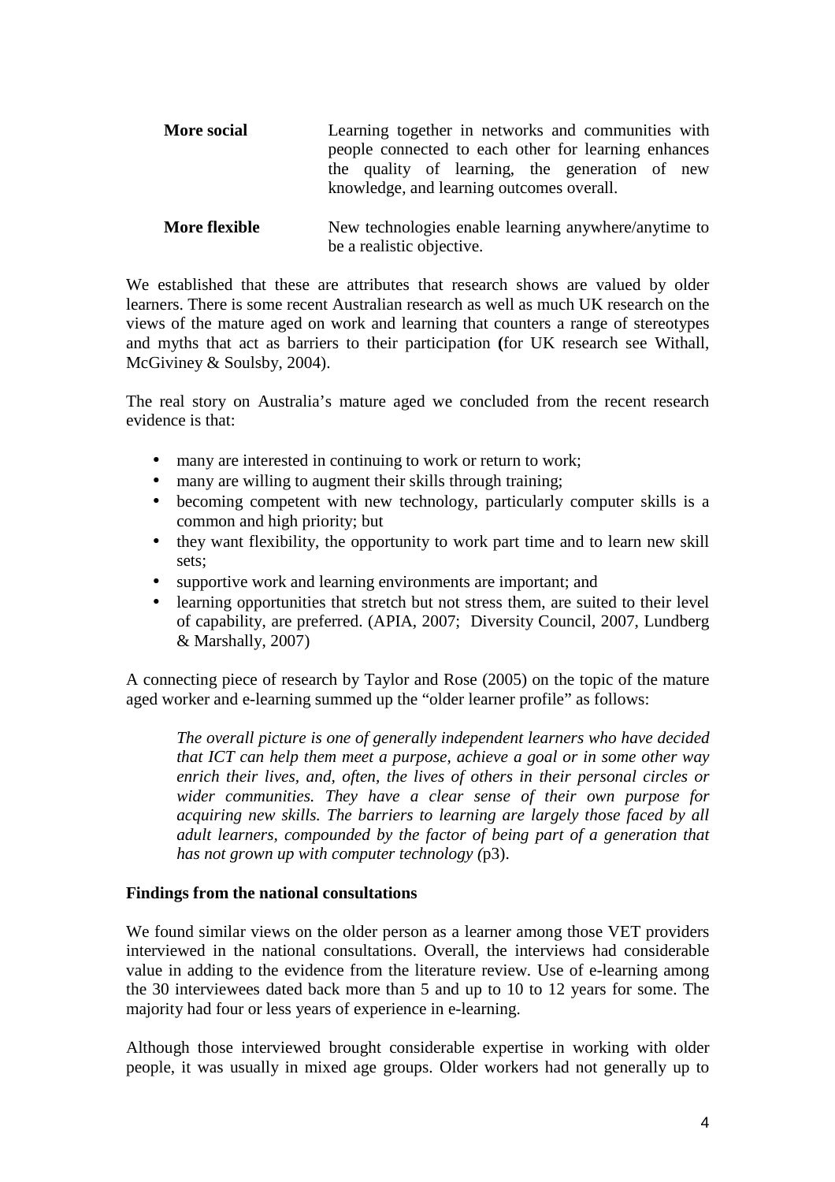| | |
|---|---|
| **More social** | Learning together in networks and communities with people connected to each other for learning enhances the quality of learning, the generation of new knowledge, and learning outcomes overall. |
| **More flexible** | New technologies enable learning anywhere/anytime to be a realistic objective. |

We established that these are attributes that research shows are valued by older learners. There is some recent Australian research as well as much UK research on the views of the mature aged on work and learning that counters a range of stereotypes and myths that act as barriers to their participation **(**for UK research see Withall, McGiviney & Soulsby, 2004).

The real story on Australia's mature aged we concluded from the recent research evidence is that:

- many are interested in continuing to work or return to work;
- many are willing to augment their skills through training;
- becoming competent with new technology, particularly computer skills is a common and high priority; but
- they want flexibility, the opportunity to work part time and to learn new skill sets;
- supportive work and learning environments are important; and
- learning opportunities that stretch but not stress them, are suited to their level of capability, are preferred. (APIA, 2007; Diversity Council, 2007, Lundberg & Marshally, 2007)

A connecting piece of research by Taylor and Rose (2005) on the topic of the mature aged worker and e-learning summed up the "older learner profile" as follows:

> *The overall picture is one of generally independent learners who have decided that ICT can help them meet a purpose, achieve a goal or in some other way enrich their lives, and, often, the lives of others in their personal circles or wider communities. They have a clear sense of their own purpose for acquiring new skills. The barriers to learning are largely those faced by all adult learners, compounded by the factor of being part of a generation that has not grown up with computer technology (*p3).

**Findings from the national consultations**

We found similar views on the older person as a learner among those VET providers interviewed in the national consultations. Overall, the interviews had considerable value in adding to the evidence from the literature review. Use of e-learning among the 30 interviewees dated back more than 5 and up to 10 to 12 years for some. The majority had four or less years of experience in e-learning.

Although those interviewed brought considerable expertise in working with older people, it was usually in mixed age groups. Older workers had not generally up to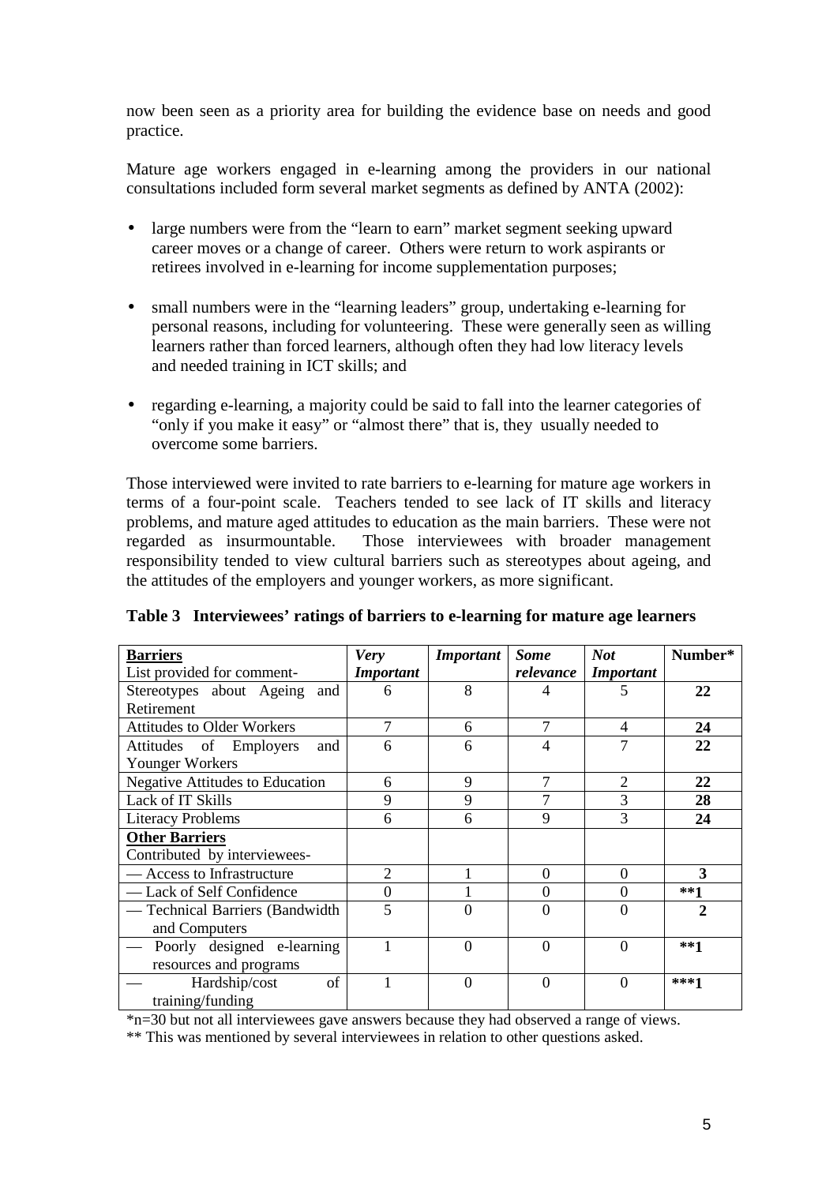now been seen as a priority area for building the evidence base on needs and good practice.

Mature age workers engaged in e-learning among the providers in our national consultations included form several market segments as defined by ANTA (2002):

- large numbers were from the "learn to earn" market segment seeking upward career moves or a change of career. Others were return to work aspirants or retirees involved in e-learning for income supplementation purposes;
- small numbers were in the "learning leaders" group, undertaking e-learning for personal reasons, including for volunteering. These were generally seen as willing learners rather than forced learners, although often they had low literacy levels and needed training in ICT skills; and
- regarding e-learning, a majority could be said to fall into the learner categories of "only if you make it easy" or "almost there" that is, they usually needed to overcome some barriers.

Those interviewed were invited to rate barriers to e-learning for mature age workers in terms of a four-point scale. Teachers tended to see lack of IT skills and literacy problems, and mature aged attitudes to education as the main barriers. These were not regarded as insurmountable. Those interviewees with broader management responsibility tended to view cultural barriers such as stereotypes about ageing, and the attitudes of the employers and younger workers, as more significant.

**Table 3 Interviewees' ratings of barriers to e-learning for mature age learners**

| **Barriers** List provided for comment- | ***Very Important*** | ***Important*** | ***Some relevance*** | ***Not Important*** | **Number*** |
|---|---|---|---|---|---|
| Stereotypes about Ageing and Retirement | 6 | 8 | 4 | 5 | **22** |
| Attitudes to Older Workers | 7 | 6 | 7 | 4 | **24** |
| Attitudes of Employers and Younger Workers | 6 | 6 | 4 | 7 | **22** |
| Negative Attitudes to Education | 6 | 9 | 7 | 2 | **22** |
| Lack of IT Skills | 9 | 9 | 7 | 3 | **28** |
| Literacy Problems | 6 | 6 | 9 | 3 | **24** |
| **Other Barriers** Contributed by interviewees- | | | | | |
| — Access to Infrastructure | 2 | 1 | 0 | 0 | **3** |
| — Lack of Self Confidence | 0 | 1 | 0 | 0 | **\*\*1** |
| — Technical Barriers (Bandwidth and Computers | 5 | 0 | 0 | 0 | **2** |
| — Poorly designed e-learning resources and programs | 1 | 0 | 0 | 0 | **\*\*1** |
| — Hardship/cost of training/funding | 1 | 0 | 0 | 0 | **\*\*\*1** |

*n=30 but not all interviewees gave answers because they had observed a range of views.

** This was mentioned by several interviewees in relation to other questions asked.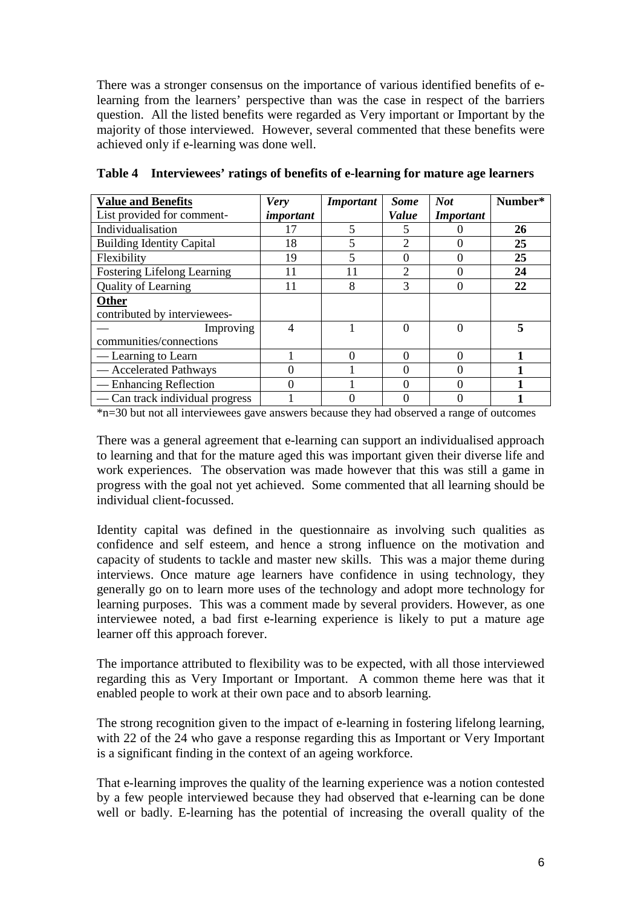There was a stronger consensus on the importance of various identified benefits of e-learning from the learners' perspective than was the case in respect of the barriers question. All the listed benefits were regarded as Very important or Important by the majority of those interviewed. However, several commented that these benefits were achieved only if e-learning was done well.

**Table 4 Interviewees' ratings of benefits of e-learning for mature age learners**

| **Value and Benefits** List provided for comment- | ***Very important*** | ***Important*** | ***Some Value*** | ***Not Important*** | **Number*** |
|---|---|---|---|---|---|
| Individualisation | 17 | 5 | 5 | 0 | **26** |
| Building Identity Capital | 18 | 5 | 2 | 0 | **25** |
| Flexibility | 19 | 5 | 0 | 0 | **25** |
| Fostering Lifelong Learning | 11 | 11 | 2 | 0 | **24** |
| Quality of Learning | 11 | 8 | 3 | 0 | **22** |
| **Other** contributed by interviewees- | | | | | |
| — Improving communities/connections | 4 | 1 | 0 | 0 | **5** |
| — Learning to Learn | 1 | 0 | 0 | 0 | **1** |
| — Accelerated Pathways | 0 | 1 | 0 | 0 | **1** |
| — Enhancing Reflection | 0 | 1 | 0 | 0 | **1** |
| — Can track individual progress | 1 | 0 | 0 | 0 | **1** |

*n=30 but not all interviewees gave answers because they had observed a range of outcomes

There was a general agreement that e-learning can support an individualised approach to learning and that for the mature aged this was important given their diverse life and work experiences. The observation was made however that this was still a game in progress with the goal not yet achieved. Some commented that all learning should be individual client-focussed.

Identity capital was defined in the questionnaire as involving such qualities as confidence and self esteem, and hence a strong influence on the motivation and capacity of students to tackle and master new skills. This was a major theme during interviews. Once mature age learners have confidence in using technology, they generally go on to learn more uses of the technology and adopt more technology for learning purposes. This was a comment made by several providers. However, as one interviewee noted, a bad first e-learning experience is likely to put a mature age learner off this approach forever.

The importance attributed to flexibility was to be expected, with all those interviewed regarding this as Very Important or Important. A common theme here was that it enabled people to work at their own pace and to absorb learning.

The strong recognition given to the impact of e-learning in fostering lifelong learning, with 22 of the 24 who gave a response regarding this as Important or Very Important is a significant finding in the context of an ageing workforce.

That e-learning improves the quality of the learning experience was a notion contested by a few people interviewed because they had observed that e-learning can be done well or badly. E-learning has the potential of increasing the overall quality of the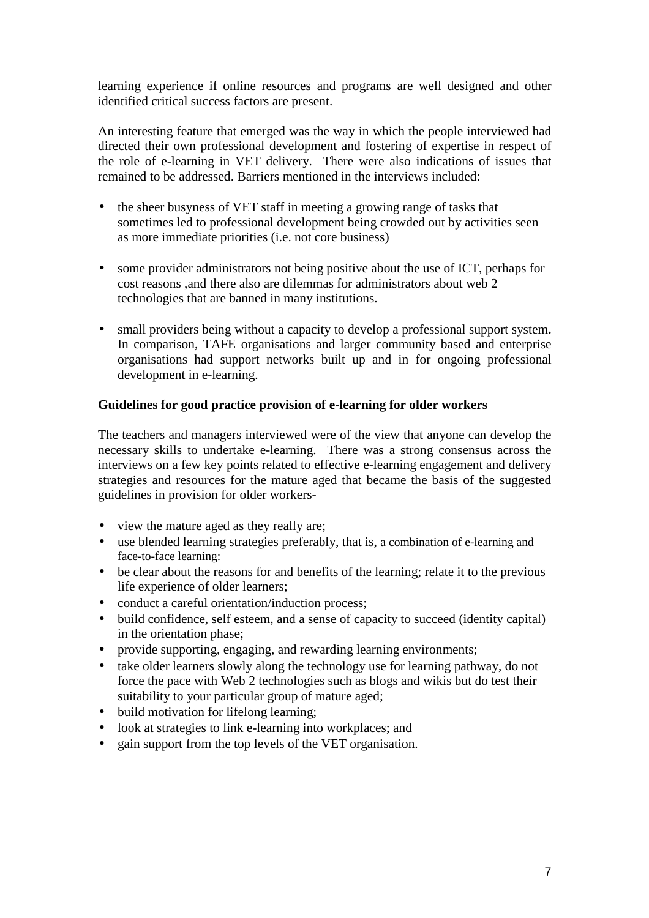learning experience if online resources and programs are well designed and other identified critical success factors are present.

An interesting feature that emerged was the way in which the people interviewed had directed their own professional development and fostering of expertise in respect of the role of e-learning in VET delivery. There were also indications of issues that remained to be addressed. Barriers mentioned in the interviews included:

- the sheer busyness of VET staff in meeting a growing range of tasks that sometimes led to professional development being crowded out by activities seen as more immediate priorities (i.e. not core business)

- some provider administrators not being positive about the use of ICT, perhaps for cost reasons ,and there also are dilemmas for administrators about web 2 technologies that are banned in many institutions.

- small providers being without a capacity to develop a professional support system**.** In comparison, TAFE organisations and larger community based and enterprise organisations had support networks built up and in for ongoing professional development in e-learning.

**Guidelines for good practice provision of e-learning for older workers**

The teachers and managers interviewed were of the view that anyone can develop the necessary skills to undertake e-learning. There was a strong consensus across the interviews on a few key points related to effective e-learning engagement and delivery strategies and resources for the mature aged that became the basis of the suggested guidelines in provision for older workers-

- view the mature aged as they really are;
- use blended learning strategies preferably, that is, a combination of e-learning and face-to-face learning:
- be clear about the reasons for and benefits of the learning; relate it to the previous life experience of older learners;
- conduct a careful orientation/induction process;
- build confidence, self esteem, and a sense of capacity to succeed (identity capital) in the orientation phase;
- provide supporting, engaging, and rewarding learning environments;
- take older learners slowly along the technology use for learning pathway, do not force the pace with Web 2 technologies such as blogs and wikis but do test their suitability to your particular group of mature aged;
- build motivation for lifelong learning;
- look at strategies to link e-learning into workplaces; and
- gain support from the top levels of the VET organisation.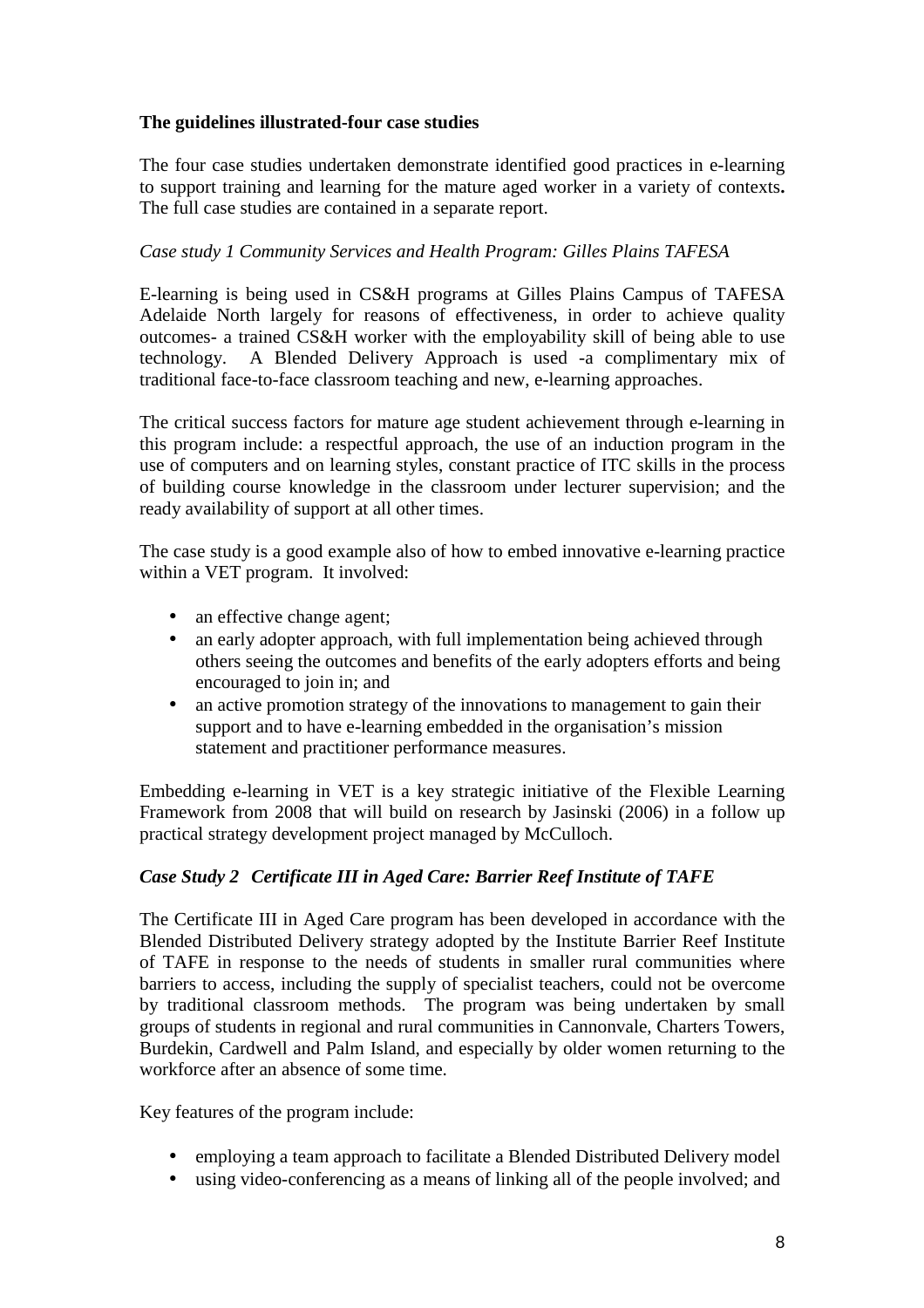**The guidelines illustrated-four case studies**

The four case studies undertaken demonstrate identified good practices in e-learning to support training and learning for the mature aged worker in a variety of contexts**.** The full case studies are contained in a separate report.

*Case study 1 Community Services and Health Program: Gilles Plains TAFESA*

E-learning is being used in CS&H programs at Gilles Plains Campus of TAFESA Adelaide North largely for reasons of effectiveness, in order to achieve quality outcomes- a trained CS&H worker with the employability skill of being able to use technology. A Blended Delivery Approach is used -a complimentary mix of traditional face-to-face classroom teaching and new, e-learning approaches.

The critical success factors for mature age student achievement through e-learning in this program include: a respectful approach, the use of an induction program in the use of computers and on learning styles, constant practice of ITC skills in the process of building course knowledge in the classroom under lecturer supervision; and the ready availability of support at all other times.

The case study is a good example also of how to embed innovative e-learning practice within a VET program. It involved:

- an effective change agent;
- an early adopter approach, with full implementation being achieved through others seeing the outcomes and benefits of the early adopters efforts and being encouraged to join in; and
- an active promotion strategy of the innovations to management to gain their support and to have e-learning embedded in the organisation's mission statement and practitioner performance measures.

Embedding e-learning in VET is a key strategic initiative of the Flexible Learning Framework from 2008 that will build on research by Jasinski (2006) in a follow up practical strategy development project managed by McCulloch.

***Case Study 2 Certificate III in Aged Care: Barrier Reef Institute of TAFE***

The Certificate III in Aged Care program has been developed in accordance with the Blended Distributed Delivery strategy adopted by the Institute Barrier Reef Institute of TAFE in response to the needs of students in smaller rural communities where barriers to access, including the supply of specialist teachers, could not be overcome by traditional classroom methods. The program was being undertaken by small groups of students in regional and rural communities in Cannonvale, Charters Towers, Burdekin, Cardwell and Palm Island, and especially by older women returning to the workforce after an absence of some time.

Key features of the program include:

- employing a team approach to facilitate a Blended Distributed Delivery model
- using video-conferencing as a means of linking all of the people involved; and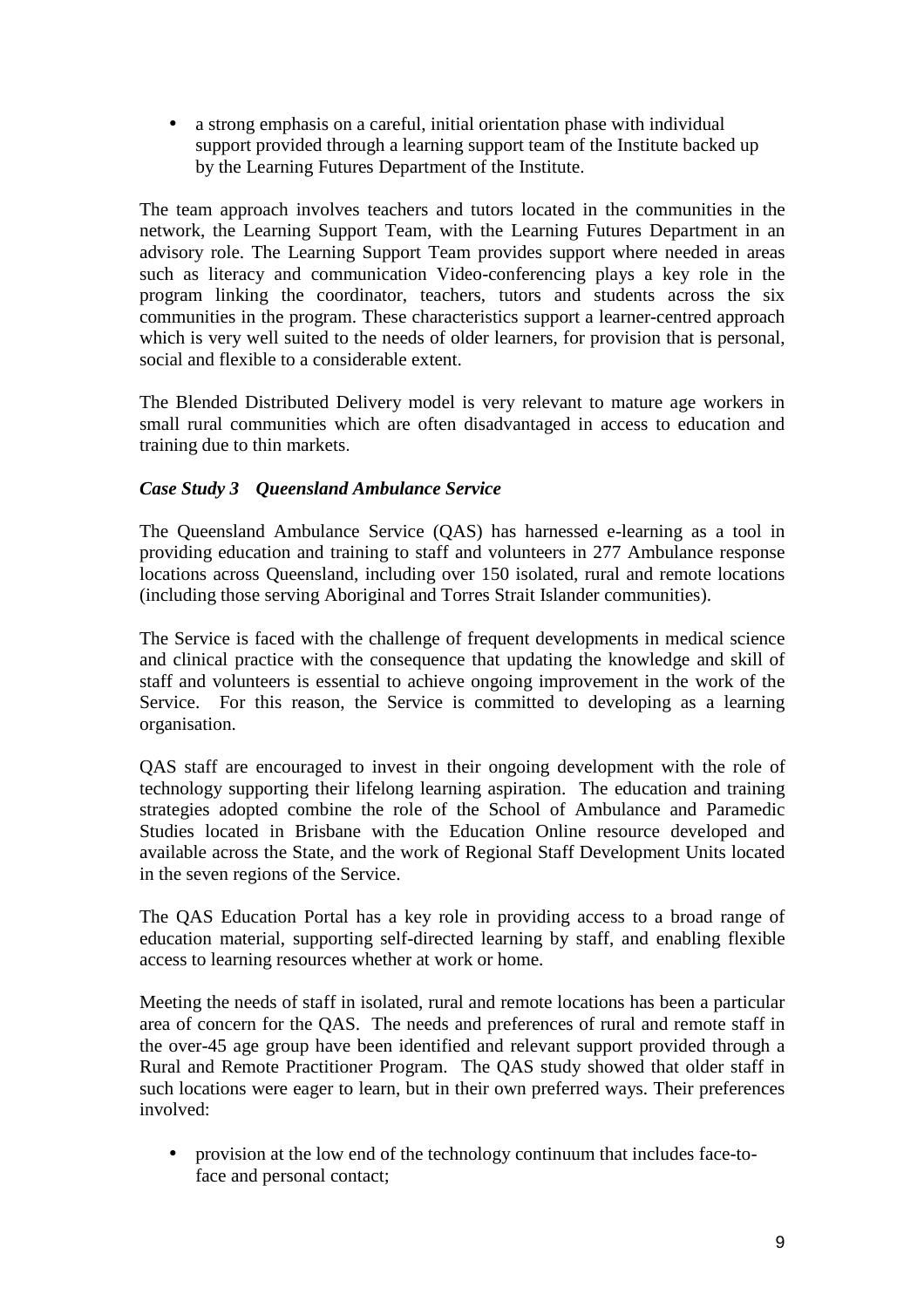- a strong emphasis on a careful, initial orientation phase with individual support provided through a learning support team of the Institute backed up by the Learning Futures Department of the Institute.

The team approach involves teachers and tutors located in the communities in the network, the Learning Support Team, with the Learning Futures Department in an advisory role. The Learning Support Team provides support where needed in areas such as literacy and communication Video-conferencing plays a key role in the program linking the coordinator, teachers, tutors and students across the six communities in the program. These characteristics support a learner-centred approach which is very well suited to the needs of older learners, for provision that is personal, social and flexible to a considerable extent.

The Blended Distributed Delivery model is very relevant to mature age workers in small rural communities which are often disadvantaged in access to education and training due to thin markets.

***Case Study 3 Queensland Ambulance Service***

The Queensland Ambulance Service (QAS) has harnessed e-learning as a tool in providing education and training to staff and volunteers in 277 Ambulance response locations across Queensland, including over 150 isolated, rural and remote locations (including those serving Aboriginal and Torres Strait Islander communities).

The Service is faced with the challenge of frequent developments in medical science and clinical practice with the consequence that updating the knowledge and skill of staff and volunteers is essential to achieve ongoing improvement in the work of the Service. For this reason, the Service is committed to developing as a learning organisation.

QAS staff are encouraged to invest in their ongoing development with the role of technology supporting their lifelong learning aspiration. The education and training strategies adopted combine the role of the School of Ambulance and Paramedic Studies located in Brisbane with the Education Online resource developed and available across the State, and the work of Regional Staff Development Units located in the seven regions of the Service.

The QAS Education Portal has a key role in providing access to a broad range of education material, supporting self-directed learning by staff, and enabling flexible access to learning resources whether at work or home.

Meeting the needs of staff in isolated, rural and remote locations has been a particular area of concern for the QAS. The needs and preferences of rural and remote staff in the over-45 age group have been identified and relevant support provided through a Rural and Remote Practitioner Program. The QAS study showed that older staff in such locations were eager to learn, but in their own preferred ways. Their preferences involved:

- provision at the low end of the technology continuum that includes face-to-face and personal contact;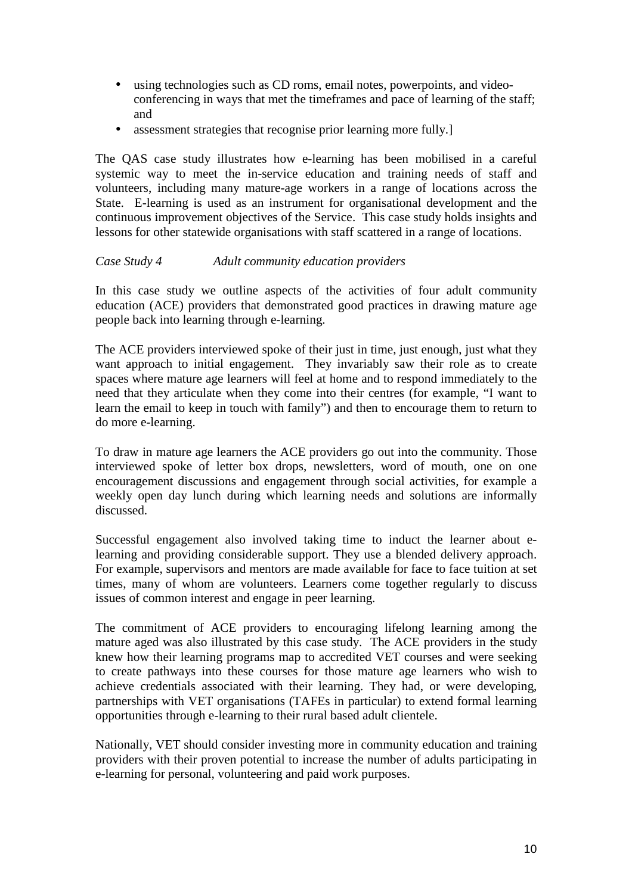- using technologies such as CD roms, email notes, powerpoints, and video-conferencing in ways that met the timeframes and pace of learning of the staff; and
- assessment strategies that recognise prior learning more fully.]

The QAS case study illustrates how e-learning has been mobilised in a careful systemic way to meet the in-service education and training needs of staff and volunteers, including many mature-age workers in a range of locations across the State. E-learning is used as an instrument for organisational development and the continuous improvement objectives of the Service. This case study holds insights and lessons for other statewide organisations with staff scattered in a range of locations.

*Case Study 4 Adult community education providers*

In this case study we outline aspects of the activities of four adult community education (ACE) providers that demonstrated good practices in drawing mature age people back into learning through e-learning.

The ACE providers interviewed spoke of their just in time, just enough, just what they want approach to initial engagement. They invariably saw their role as to create spaces where mature age learners will feel at home and to respond immediately to the need that they articulate when they come into their centres (for example, "I want to learn the email to keep in touch with family") and then to encourage them to return to do more e-learning.

To draw in mature age learners the ACE providers go out into the community. Those interviewed spoke of letter box drops, newsletters, word of mouth, one on one encouragement discussions and engagement through social activities, for example a weekly open day lunch during which learning needs and solutions are informally discussed.

Successful engagement also involved taking time to induct the learner about e-learning and providing considerable support. They use a blended delivery approach. For example, supervisors and mentors are made available for face to face tuition at set times, many of whom are volunteers. Learners come together regularly to discuss issues of common interest and engage in peer learning.

The commitment of ACE providers to encouraging lifelong learning among the mature aged was also illustrated by this case study. The ACE providers in the study knew how their learning programs map to accredited VET courses and were seeking to create pathways into these courses for those mature age learners who wish to achieve credentials associated with their learning. They had, or were developing, partnerships with VET organisations (TAFEs in particular) to extend formal learning opportunities through e-learning to their rural based adult clientele.

Nationally, VET should consider investing more in community education and training providers with their proven potential to increase the number of adults participating in e-learning for personal, volunteering and paid work purposes.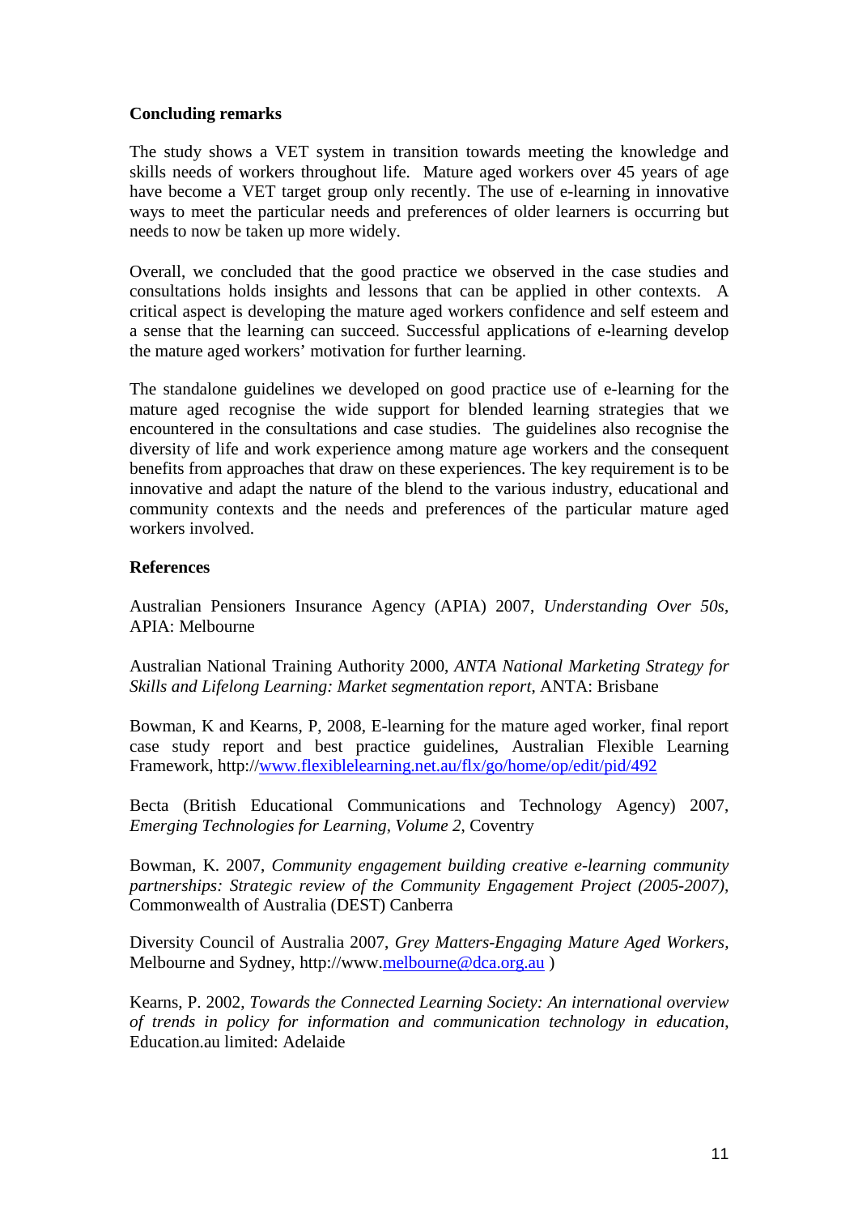**Concluding remarks**

The study shows a VET system in transition towards meeting the knowledge and skills needs of workers throughout life. Mature aged workers over 45 years of age have become a VET target group only recently. The use of e-learning in innovative ways to meet the particular needs and preferences of older learners is occurring but needs to now be taken up more widely.

Overall, we concluded that the good practice we observed in the case studies and consultations holds insights and lessons that can be applied in other contexts. A critical aspect is developing the mature aged workers confidence and self esteem and a sense that the learning can succeed. Successful applications of e-learning develop the mature aged workers' motivation for further learning.

The standalone guidelines we developed on good practice use of e-learning for the mature aged recognise the wide support for blended learning strategies that we encountered in the consultations and case studies. The guidelines also recognise the diversity of life and work experience among mature age workers and the consequent benefits from approaches that draw on these experiences. The key requirement is to be innovative and adapt the nature of the blend to the various industry, educational and community contexts and the needs and preferences of the particular mature aged workers involved.

**References**

Australian Pensioners Insurance Agency (APIA) 2007, *Understanding Over 50s*, APIA: Melbourne

Australian National Training Authority 2000, *ANTA National Marketing Strategy for Skills and Lifelong Learning: Market segmentation report*, ANTA: Brisbane

Bowman, K and Kearns, P, 2008, E-learning for the mature aged worker, final report case study report and best practice guidelines, Australian Flexible Learning Framework, http://www.flexiblelearning.net.au/flx/go/home/op/edit/pid/492

Becta (British Educational Communications and Technology Agency) 2007, *Emerging Technologies for Learning, Volume 2*, Coventry

Bowman, K. 2007, *Community engagement building creative e-learning community partnerships: Strategic review of the Community Engagement Project (2005-2007)*, Commonwealth of Australia (DEST) Canberra

Diversity Council of Australia 2007, *Grey Matters-Engaging Mature Aged Workers*, Melbourne and Sydney, http://www.melbourne@dca.org.au )

Kearns, P. 2002, *Towards the Connected Learning Society: An international overview of trends in policy for information and communication technology in education*, Education.au limited: Adelaide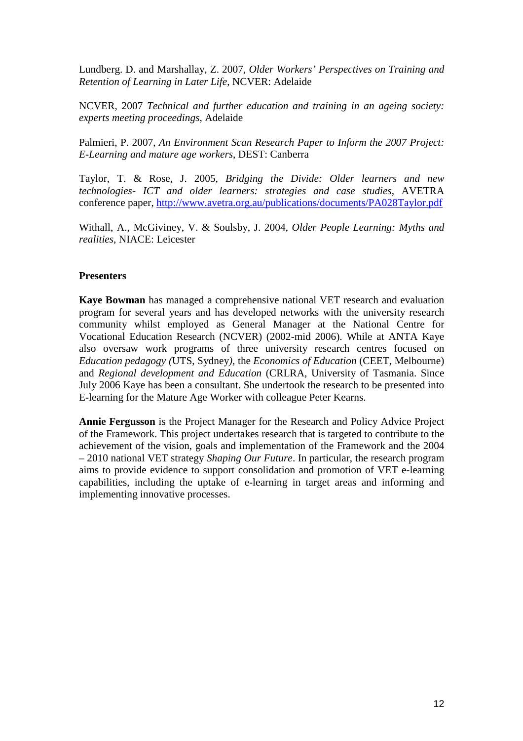Lundberg. D. and Marshallay, Z. 2007, *Older Workers' Perspectives on Training and Retention of Learning in Later Life*, NCVER: Adelaide

NCVER, 2007 *Technical and further education and training in an ageing society: experts meeting proceedings*, Adelaide

Palmieri, P. 2007, *An Environment Scan Research Paper to Inform the 2007 Project: E-Learning and mature age workers*, DEST: Canberra

Taylor, T. & Rose, J. 2005, *Bridging the Divide: Older learners and new technologies- ICT and older learners: strategies and case studies*, AVETRA conference paper, http://www.avetra.org.au/publications/documents/PA028Taylor.pdf

Withall, A., McGiviney, V. & Soulsby, J. 2004, *Older People Learning: Myths and realities*, NIACE: Leicester

**Presenters**

**Kaye Bowman** has managed a comprehensive national VET research and evaluation program for several years and has developed networks with the university research community whilst employed as General Manager at the National Centre for Vocational Education Research (NCVER) (2002-mid 2006). While at ANTA Kaye also oversaw work programs of three university research centres focused on *Education pedagogy (*UTS, Sydney*)*, the *Economics of Education* (CEET, Melbourne) and *Regional development and Education* (CRLRA, University of Tasmania. Since July 2006 Kaye has been a consultant. She undertook the research to be presented into E-learning for the Mature Age Worker with colleague Peter Kearns.

**Annie Fergusson** is the Project Manager for the Research and Policy Advice Project of the Framework. This project undertakes research that is targeted to contribute to the achievement of the vision, goals and implementation of the Framework and the 2004 – 2010 national VET strategy *Shaping Our Future*. In particular, the research program aims to provide evidence to support consolidation and promotion of VET e-learning capabilities, including the uptake of e-learning in target areas and informing and implementing innovative processes.